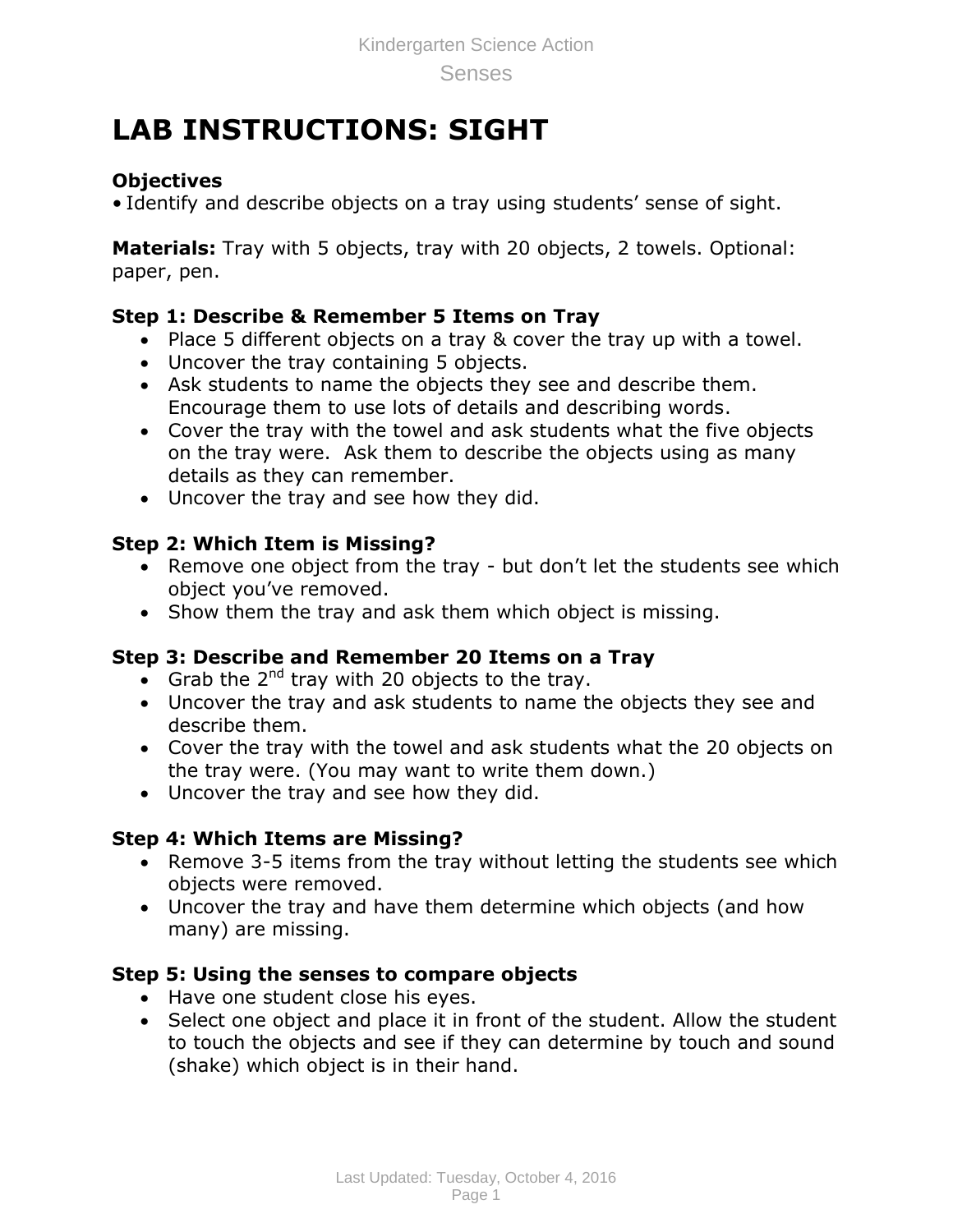# LAB INSTRUCTIONS: SIGHT

**Objectives**

- Identify and describe objects on a tray using students' sense of sight.

**Materials:** Tray with 5 objects, tray with 20 objects, 2 towels. Optional: paper, pen.

**Step 1: Describe & Remember 5 Items on Tray**

- Place 5 different objects on a tray & cover the tray up with a towel.
- Uncover the tray containing 5 objects.
- Ask students to name the objects they see and describe them. Encourage them to use lots of details and describing words.
- Cover the tray with the towel and ask students what the five objects on the tray were. Ask them to describe the objects using as many details as they can remember.
- Uncover the tray and see how they did.

**Step 2: Which Item is Missing?**

- Remove one object from the tray - but don't let the students see which object you've removed.
- Show them the tray and ask them which object is missing.

**Step 3: Describe and Remember 20 Items on a Tray**

- Grab the 2nd tray with 20 objects to the tray.
- Uncover the tray and ask students to name the objects they see and describe them.
- Cover the tray with the towel and ask students what the 20 objects on the tray were. (You may want to write them down.)
- Uncover the tray and see how they did.

**Step 4: Which Items are Missing?**

- Remove 3-5 items from the tray without letting the students see which objects were removed.
- Uncover the tray and have them determine which objects (and how many) are missing.

**Step 5: Using the senses to compare objects**

- Have one student close his eyes.
- Select one object and place it in front of the student. Allow the student to touch the objects and see if they can determine by touch and sound (shake) which object is in their hand.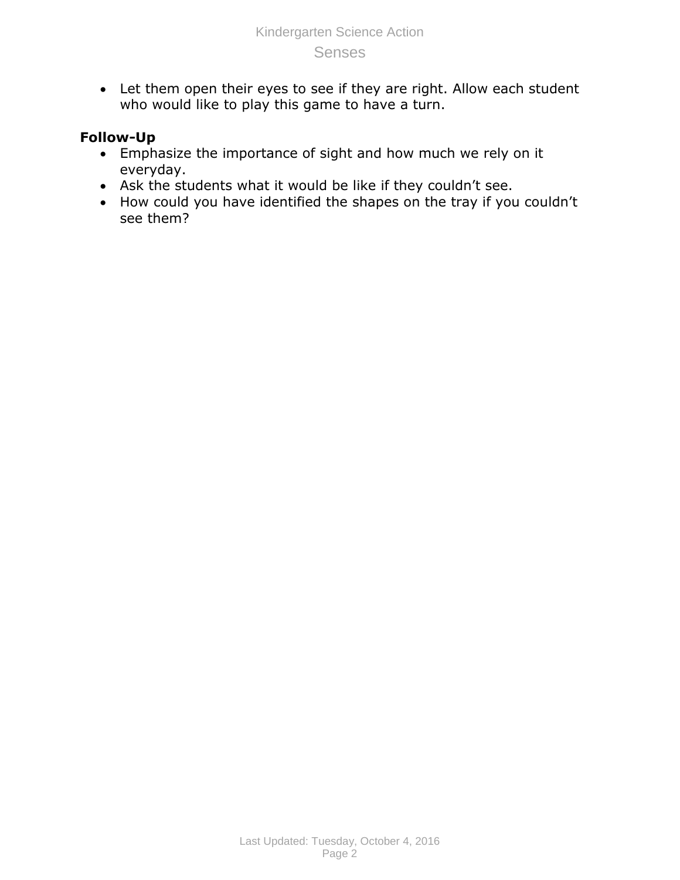- Let them open their eyes to see if they are right. Allow each student who would like to play this game to have a turn.

**Follow-Up**

- Emphasize the importance of sight and how much we rely on it everyday.
- Ask the students what it would be like if they couldn't see.
- How could you have identified the shapes on the tray if you couldn't see them?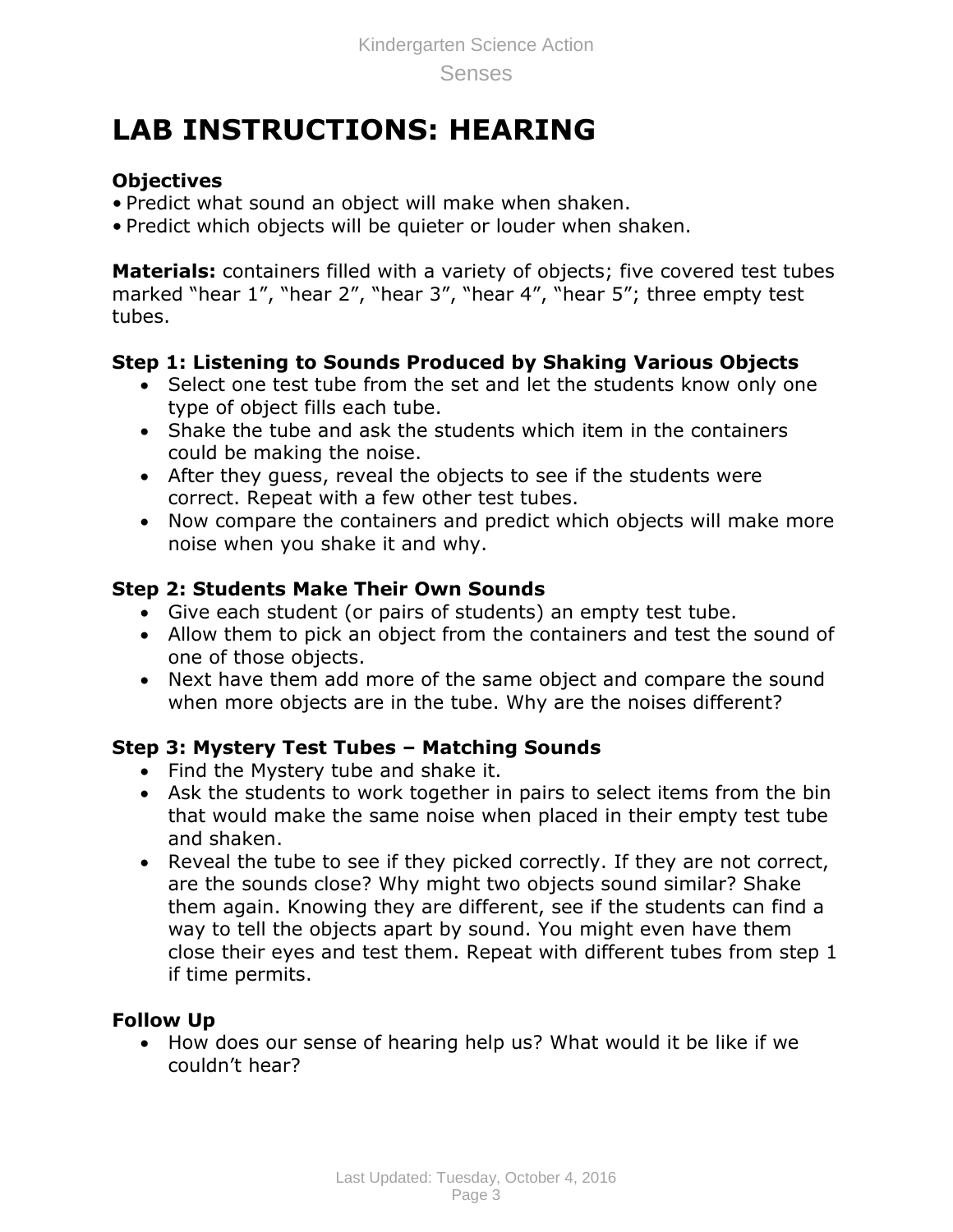# LAB INSTRUCTIONS: HEARING

**Objectives**

- Predict what sound an object will make when shaken.
- Predict which objects will be quieter or louder when shaken.

**Materials:** containers filled with a variety of objects; five covered test tubes marked "hear 1", "hear 2", "hear 3", "hear 4", "hear 5"; three empty test tubes.

**Step 1: Listening to Sounds Produced by Shaking Various Objects**

- Select one test tube from the set and let the students know only one type of object fills each tube.
- Shake the tube and ask the students which item in the containers could be making the noise.
- After they guess, reveal the objects to see if the students were correct. Repeat with a few other test tubes.
- Now compare the containers and predict which objects will make more noise when you shake it and why.

**Step 2: Students Make Their Own Sounds**

- Give each student (or pairs of students) an empty test tube.
- Allow them to pick an object from the containers and test the sound of one of those objects.
- Next have them add more of the same object and compare the sound when more objects are in the tube. Why are the noises different?

**Step 3: Mystery Test Tubes – Matching Sounds**

- Find the Mystery tube and shake it.
- Ask the students to work together in pairs to select items from the bin that would make the same noise when placed in their empty test tube and shaken.
- Reveal the tube to see if they picked correctly. If they are not correct, are the sounds close? Why might two objects sound similar? Shake them again. Knowing they are different, see if the students can find a way to tell the objects apart by sound. You might even have them close their eyes and test them. Repeat with different tubes from step 1 if time permits.

**Follow Up**

- How does our sense of hearing help us? What would it be like if we couldn't hear?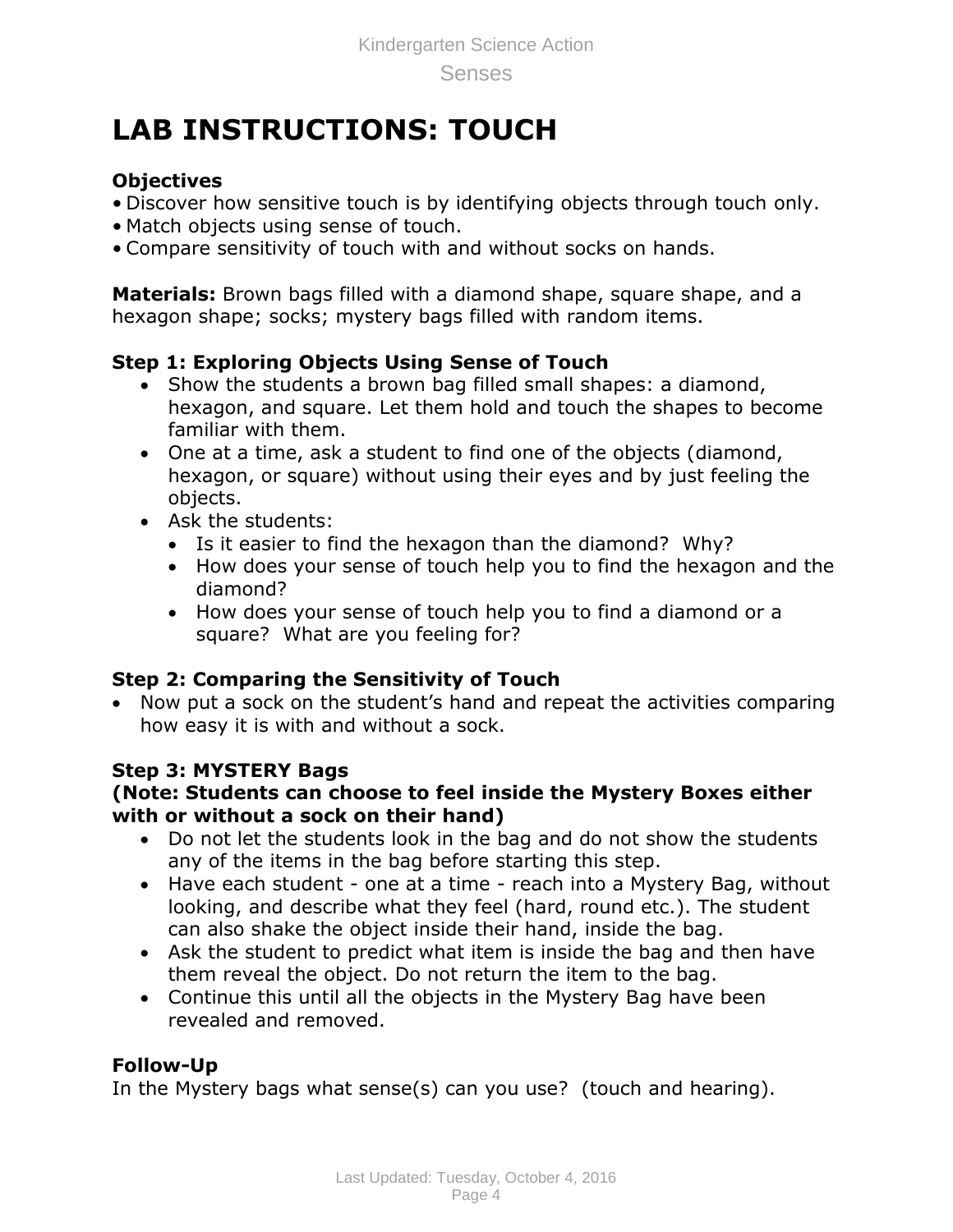# LAB INSTRUCTIONS: TOUCH

**Objectives**

- Discover how sensitive touch is by identifying objects through touch only.
- Match objects using sense of touch.
- Compare sensitivity of touch with and without socks on hands.

**Materials:** Brown bags filled with a diamond shape, square shape, and a hexagon shape; socks; mystery bags filled with random items.

**Step 1: Exploring Objects Using Sense of Touch**

- Show the students a brown bag filled small shapes: a diamond, hexagon, and square. Let them hold and touch the shapes to become familiar with them.
- One at a time, ask a student to find one of the objects (diamond, hexagon, or square) without using their eyes and by just feeling the objects.
- Ask the students:
  - Is it easier to find the hexagon than the diamond? Why?
  - How does your sense of touch help you to find the hexagon and the diamond?
  - How does your sense of touch help you to find a diamond or a square? What are you feeling for?

**Step 2: Comparing the Sensitivity of Touch**

- Now put a sock on the student's hand and repeat the activities comparing how easy it is with and without a sock.

**Step 3: MYSTERY Bags**
**(Note: Students can choose to feel inside the Mystery Boxes either with or without a sock on their hand)**

- Do not let the students look in the bag and do not show the students any of the items in the bag before starting this step.
- Have each student - one at a time - reach into a Mystery Bag, without looking, and describe what they feel (hard, round etc.). The student can also shake the object inside their hand, inside the bag.
- Ask the student to predict what item is inside the bag and then have them reveal the object. Do not return the item to the bag.
- Continue this until all the objects in the Mystery Bag have been revealed and removed.

**Follow-Up**

In the Mystery bags what sense(s) can you use? (touch and hearing).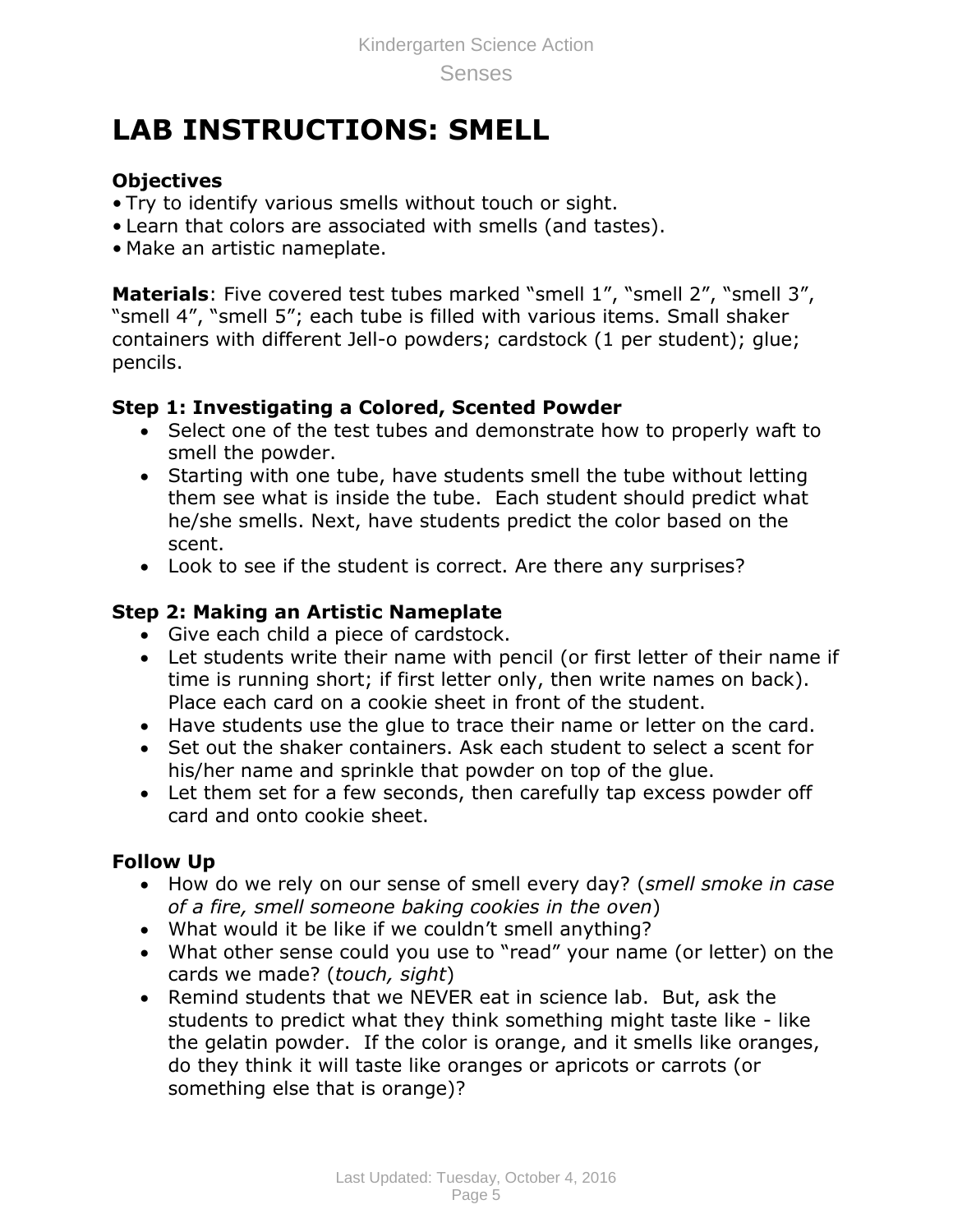# LAB INSTRUCTIONS: SMELL

**Objectives**

- Try to identify various smells without touch or sight.
- Learn that colors are associated with smells (and tastes).
- Make an artistic nameplate.

**Materials**: Five covered test tubes marked "smell 1", "smell 2", "smell 3", "smell 4", "smell 5"; each tube is filled with various items. Small shaker containers with different Jell-o powders; cardstock (1 per student); glue; pencils.

**Step 1: Investigating a Colored, Scented Powder**

- Select one of the test tubes and demonstrate how to properly waft to smell the powder.
- Starting with one tube, have students smell the tube without letting them see what is inside the tube. Each student should predict what he/she smells. Next, have students predict the color based on the scent.
- Look to see if the student is correct. Are there any surprises?

**Step 2: Making an Artistic Nameplate**

- Give each child a piece of cardstock.
- Let students write their name with pencil (or first letter of their name if time is running short; if first letter only, then write names on back). Place each card on a cookie sheet in front of the student.
- Have students use the glue to trace their name or letter on the card.
- Set out the shaker containers. Ask each student to select a scent for his/her name and sprinkle that powder on top of the glue.
- Let them set for a few seconds, then carefully tap excess powder off card and onto cookie sheet.

**Follow Up**

- How do we rely on our sense of smell every day? (*smell smoke in case of a fire, smell someone baking cookies in the oven*)
- What would it be like if we couldn't smell anything?
- What other sense could you use to "read" your name (or letter) on the cards we made? (*touch, sight*)
- Remind students that we NEVER eat in science lab. But, ask the students to predict what they think something might taste like - like the gelatin powder. If the color is orange, and it smells like oranges, do they think it will taste like oranges or apricots or carrots (or something else that is orange)?